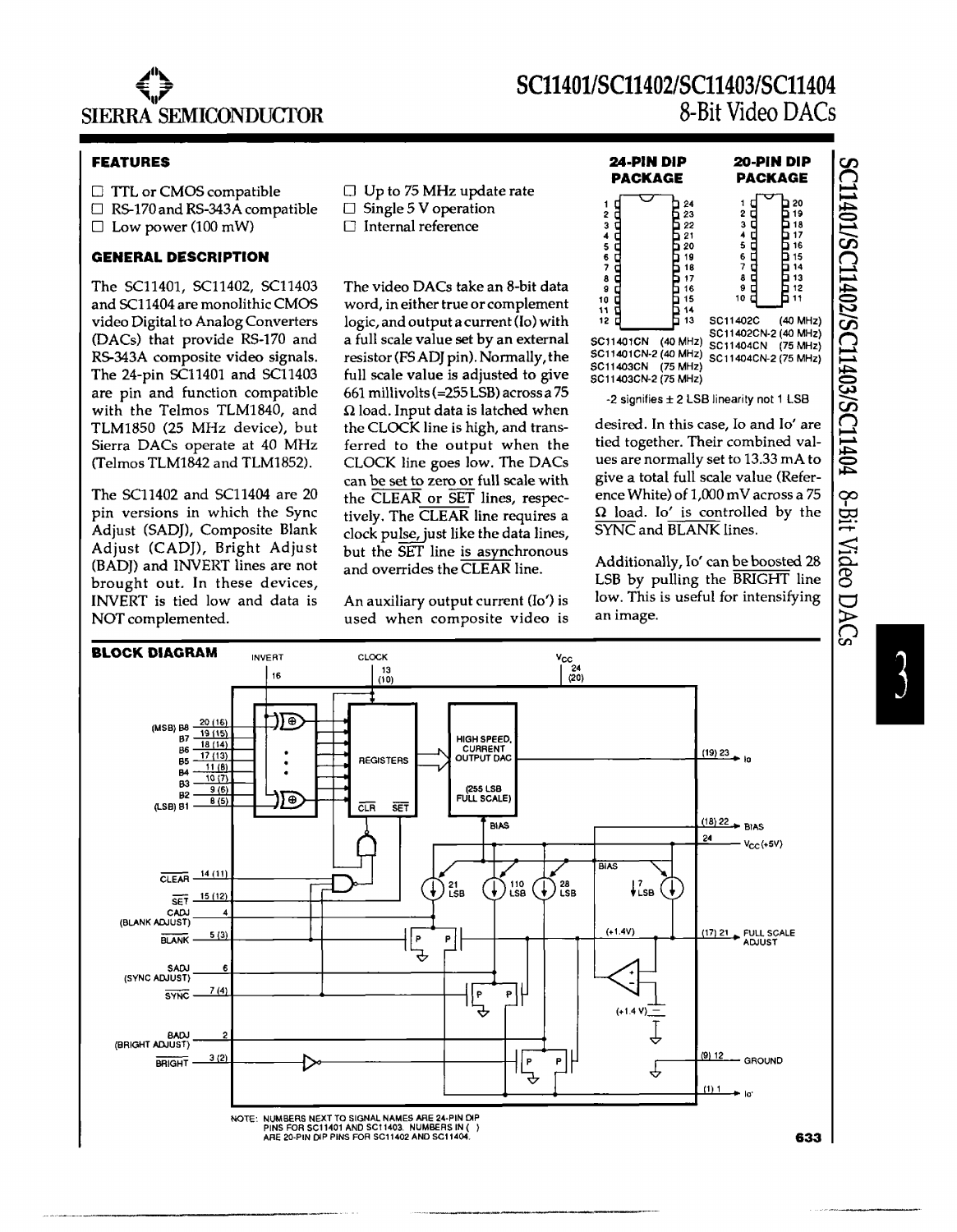# SIERRA SEMICONDUCTOR

# SC11401/SC11402/SC11403/SC11404
## 8-Bit Video DACs

### FEATURES

- TTL or CMOS compatible
- RS-170 and RS-343A compatible
- Low power (100 mW)
- Up to 75 MHz update rate
- Single 5 V operation
- Internal reference

### GENERAL DESCRIPTION

The SC11401, SC11402, SC11403 and SC11404 are monolithic CMOS video Digital to Analog Converters (DACs) that provide RS-170 and RS-343A composite video signals. The 24-pin SC11401 and SC11403 are pin and function compatible with the Telmos TLM1840, and TLM1850 (25 MHz device), but Sierra DACs operate at 40 MHz (Telmos TLM1842 and TLM1852).

The SC11402 and SC11404 are 20 pin versions in which the Sync Adjust (SADJ), Composite Blank Adjust (CADJ), Bright Adjust (BADJ) and INVERT lines are not brought out. In these devices, INVERT is tied low and data is NOT complemented.

The video DACs take an 8-bit data word, in either true or complement logic, and output a current (Io) with a full scale value set by an external resistor (FS ADJ pin). Normally, the full scale value is adjusted to give 661 millivolts (=255 LSB) across a 75 Ω load. Input data is latched when the CLOCK line is high, and transferred to the output when the CLOCK line goes low. The DACs can be set to zero or full scale with the CLEAR or SET lines, respectively. The CLEAR line requires a clock pulse, just like the data lines, but the SET line is asynchronous and overrides the CLEAR line.

An auxiliary output current (Io') is used when composite video is desired. In this case, Io and Io' are tied together. Their combined values are normally set to 13.33 mA to give a total full scale value (Reference White) of 1,000 mV across a 75 Ω load. Io' is controlled by the SYNC and BLANK lines.

Additionally, Io' can be boosted 28 LSB by pulling the BRIGHT line low. This is useful for intensifying an image.

**24-PIN DIP PACKAGE**

SC11401CN (40 MHz)
SC11401CN-2 (40 MHz)
SC11403CN (75 MHz)
SC11403CN-2 (75 MHz)

**20-PIN DIP PACKAGE**

SC11402C (40 MHz)
SC11402CN-2 (40 MHz)
SC11404CN (75 MHz)
SC11404CN-2 (75 MHz)

-2 signifies ± 2 LSB linearity not 1 LSB

### BLOCK DIAGRAM

NOTE: NUMBERS NEXT TO SIGNAL NAMES ARE 24-PIN DIP PINS FOR SC11401 AND SC11403. NUMBERS IN ( ) ARE 20-PIN DIP PINS FOR SC11402 AND SC11404.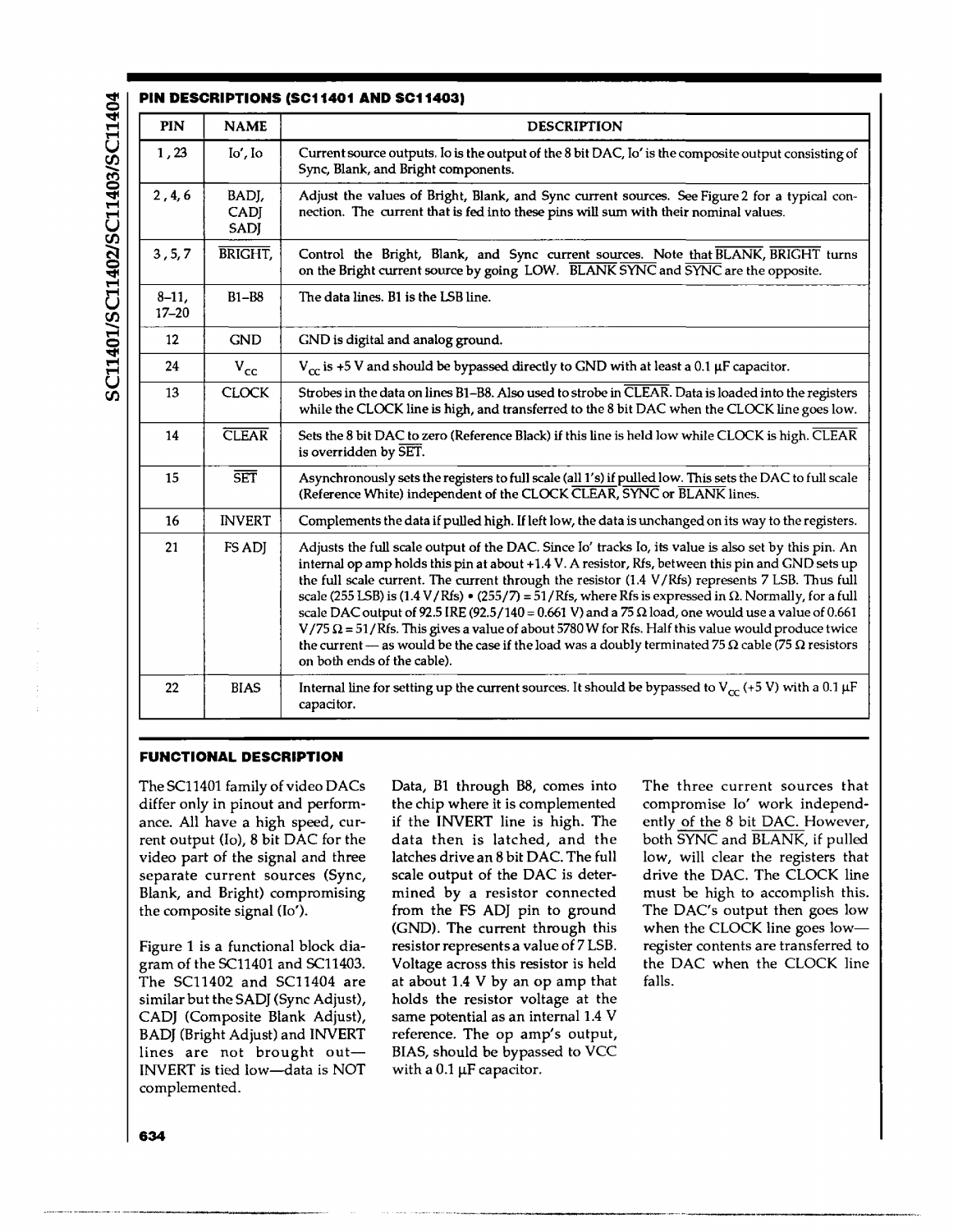## PIN DESCRIPTIONS (SC11401 AND SC11403)

| PIN | NAME | DESCRIPTION |
|---|---|---|
| 1, 23 | Io', Io | Current source outputs. Io is the output of the 8 bit DAC, Io' is the composite output consisting of Sync, Blank, and Bright components. |
| 2, 4, 6 | BADJ, CADJ SADJ | Adjust the values of Bright, Blank, and Sync current sources. See Figure 2 for a typical connection. The current that is fed into these pins will sum with their nominal values. |
| 3, 5, 7 | $\overline{\text{BRIGHT}}$, | Control the Bright, Blank, and Sync current sources. Note that $\overline{\text{BLANK}}$, $\overline{\text{BRIGHT}}$ turns on the Bright current source by going LOW. $\overline{\text{BLANK}}$ $\overline{\text{SYNC}}$ and $\overline{\text{SYNC}}$ are the opposite. |
| 8–11, 17–20 | B1–B8 | The data lines. B1 is the LSB line. |
| 12 | GND | GND is digital and analog ground. |
| 24 | $V_{CC}$ | $V_{CC}$ is +5 V and should be bypassed directly to GND with at least a 0.1 µF capacitor. |
| 13 | CLOCK | Strobes in the data on lines B1–B8. Also used to strobe in $\overline{\text{CLEAR}}$. Data is loaded into the registers while the CLOCK line is high, and transferred to the 8 bit DAC when the CLOCK line goes low. |
| 14 | $\overline{\text{CLEAR}}$ | Sets the 8 bit DAC to zero (Reference Black) if this line is held low while CLOCK is high. $\overline{\text{CLEAR}}$ is overridden by $\overline{\text{SET}}$. |
| 15 | $\overline{\text{SET}}$ | Asynchronously sets the registers to full scale (all 1's) if pulled low. This sets the DAC to full scale (Reference White) independent of the CLOCK $\overline{\text{CLEAR}}$, $\overline{\text{SYNC}}$ or $\overline{\text{BLANK}}$ lines. |
| 16 | INVERT | Complements the data if pulled high. If left low, the data is unchanged on its way to the registers. |
| 21 | FS ADJ | Adjusts the full scale output of the DAC. Since Io' tracks Io, its value is also set by this pin. An internal op amp holds this pin at about +1.4 V. A resistor, Rfs, between this pin and GND sets up the full scale current. The current through the resistor (1.4 V/Rfs) represents 7 LSB. Thus full scale (255 LSB) is (1.4 V/Rfs) • (255/7) = 51/Rfs, where Rfs is expressed in Ω. Normally, for a full scale DAC output of 92.5 IRE (92.5/140 = 0.661 V) and a 75 Ω load, one would use a value of 0.661 V/75 Ω = 51/Rfs. This gives a value of about 5780 W for Rfs. Half this value would produce twice the current — as would be the case if the load was a doubly terminated 75 Ω cable (75 Ω resistors on both ends of the cable). |
| 22 | BIAS | Internal line for setting up the current sources. It should be bypassed to $V_{CC}$ (+5 V) with a 0.1 µF capacitor. |

## FUNCTIONAL DESCRIPTION

The SC11401 family of video DACs differ only in pinout and performance. All have a high speed, current output (Io), 8 bit DAC for the video part of the signal and three separate current sources (Sync, Blank, and Bright) compromising the composite signal (Io').

Figure 1 is a functional block diagram of the SC11401 and SC11403. The SC11402 and SC11404 are similar but the SADJ (Sync Adjust), CADJ (Composite Blank Adjust), BADJ (Bright Adjust) and INVERT lines are not brought out—INVERT is tied low—data is NOT complemented.

Data, B1 through B8, comes into the chip where it is complemented if the INVERT line is high. The data then is latched, and the latches drive an 8 bit DAC. The full scale output of the DAC is determined by a resistor connected from the FS ADJ pin to ground (GND). The current through this resistor represents a value of 7 LSB. Voltage across this resistor is held at about 1.4 V by an op amp that holds the resistor voltage at the same potential as an internal 1.4 V reference. The op amp's output, BIAS, should be bypassed to VCC with a 0.1 µF capacitor.

The three current sources that compromise Io' work independently of the 8 bit DAC. However, both $\overline{\text{SYNC}}$ and $\overline{\text{BLANK}}$, if pulled low, will clear the registers that drive the DAC. The CLOCK line must be high to accomplish this. The DAC's output then goes low when the CLOCK line goes low—register contents are transferred to the DAC when the CLOCK line falls.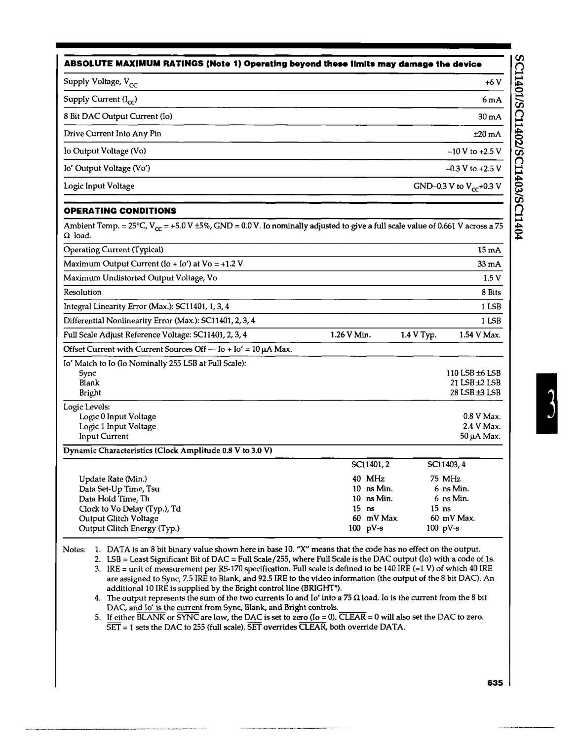## ABSOLUTE MAXIMUM RATINGS (Note 1) Operating beyond these limits may damage the device

| Parameter | Rating |
|---|---|
| Supply Voltage, $V_{CC}$ | +6 V |
| Supply Current ($I_{CC}$) | 6 mA |
| 8 Bit DAC Output Current (Io) | 30 mA |
| Drive Current Into Any Pin | ±20 mA |
| Io Output Voltage (Vo) | −10 V to +2.5 V |
| Io' Output Voltage (Vo') | −0.3 V to +2.5 V |
| Logic Input Voltage | GND−0.3 V to $V_{CC}$+0.3 V |

## OPERATING CONDITIONS

Ambient Temp. = 25°C, $V_{CC}$ = +5.0 V ±5%, GND = 0.0 V. Io nominally adjusted to give a full scale value of 0.661 V across a 75 Ω load.

| Parameter | | | |
|---|---|---|---|
| Operating Current (Typical) | | | 15 mA |
| Maximum Output Current (Io + Io') at Vo = +1.2 V | | | 33 mA |
| Maximum Undistorted Output Voltage, Vo | | | 1.5 V |
| Resolution | | | 8 Bits |
| Integral Linearity Error (Max.): SC11401, 1, 3, 4 | | | 1 LSB |
| Differential Nonlinearity Error (Max.): SC11401, 2, 3, 4 | | | 1 LSB |
| Full Scale Adjust Reference Voltage: SC11401, 2, 3, 4 | 1.26 V Min. | 1.4 V Typ. | 1.54 V Max. |
| Offset Current with Current Sources Off — Io + Io' = 10 µA Max. | | | |
| Io' Match to Io (Io Nominally 255 LSB at Full Scale): | | | |
| Sync | | | 110 LSB ±6 LSB |
| Blank | | | 21 LSB ±2 LSB |
| Bright | | | 28 LSB ±3 LSB |
| Logic Levels: | | | |
| Logic 0 Input Voltage | | | 0.8 V Max. |
| Logic 1 Input Voltage | | | 2.4 V Max. |
| Input Current | | | 50 µA Max. |

**Dynamic Characteristics (Clock Amplitude 0.8 V to 3.0 V)**

| | SC11401, 2 | SC11403, 4 |
|---|---|---|
| Update Rate (Min.) | 40 MHz | 75 MHz |
| Data Set-Up Time, Tsu | 10 ns Min. | 6 ns Min. |
| Data Hold Time, Th | 10 ns Min. | 6 ns Min. |
| Clock to Vo Delay (Typ.), Td | 15 ns | 15 ns |
| Output Glitch Voltage | 60 mV Max. | 60 mV Max. |
| Output Glitch Energy (Typ.) | 100 pV-s | 100 pV-s |

Notes:
1. DATA is an 8 bit binary value shown here in base 10. "X" means that the code has no effect on the output.
2. LSB = Least Significant Bit of DAC = Full Scale/255, where Full Scale is the DAC output (Io) with a code of 1s.
3. IRE = unit of measurement per RS-170 specification. Full scale is defined to be 140 IRE (=1 V) of which 40 IRE are assigned to Sync, 7.5 IRE to Blank, and 92.5 IRE to the video information (the output of the 8 bit DAC). An additional 10 IRE is supplied by the Bright control line (BRIGHT*).
4. The output represents the sum of the two currents Io and Io' into a 75 Ω load. Io is the current from the 8 bit DAC, and Io' is the current from Sync, Blank, and Bright controls.
5. If either $\overline{\text{BLANK}}$ or $\overline{\text{SYNC}}$ are low, the DAC is set to zero (Io = 0). $\overline{\text{CLEAR}}$ = 0 will also set the DAC to zero. $\overline{\text{SET}}$ = 1 sets the DAC to 255 (full scale). $\overline{\text{SET}}$ overrides $\overline{\text{CLEAR}}$, both override DATA.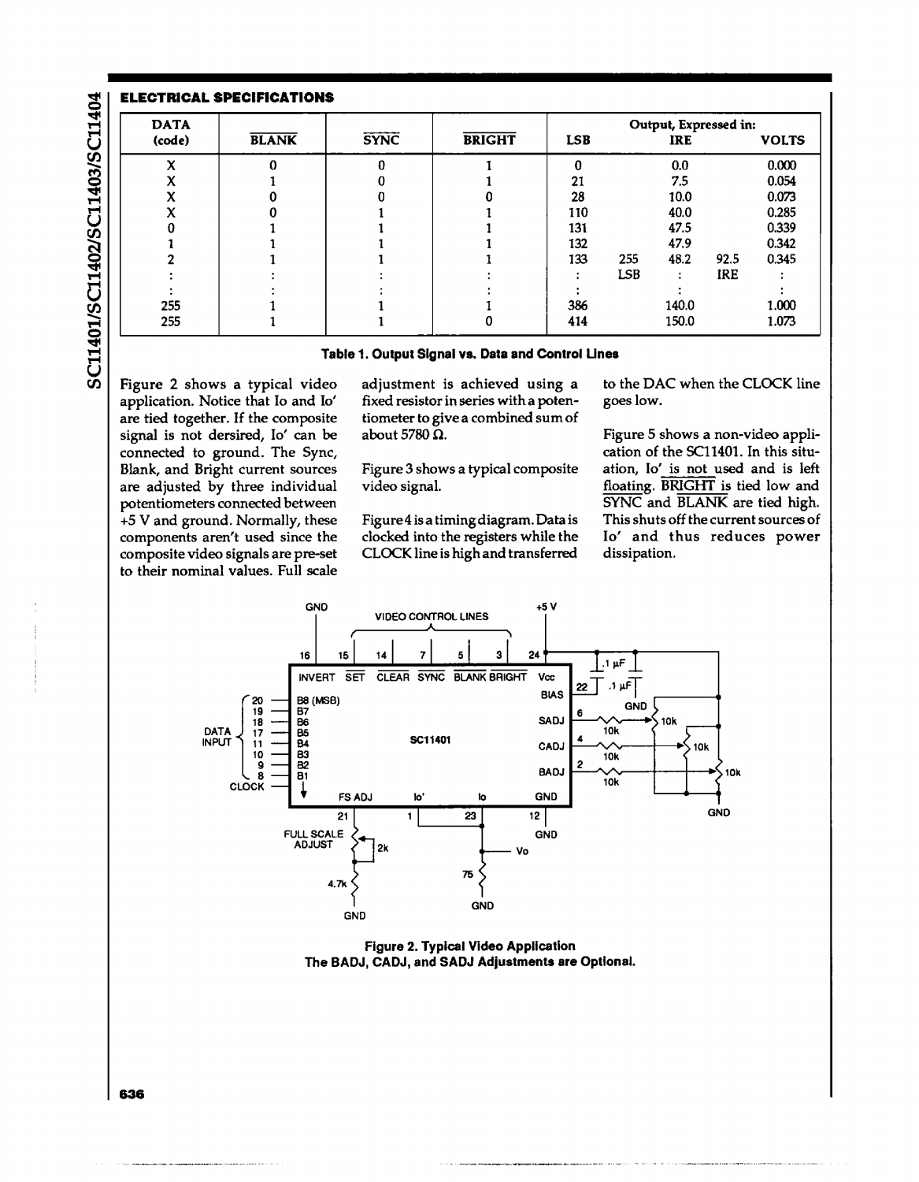## ELECTRICAL SPECIFICATIONS

| DATA (code) | $\overline{\text{BLANK}}$ | $\overline{\text{SYNC}}$ | $\overline{\text{BRIGHT}}$ | Output, Expressed in: LSB | IRE | VOLTS |
|---|---|---|---|---|---|---|
| X | 0 | 0 | 1 | 0 | 0.0 | 0.000 |
| X | 1 | 0 | 1 | 21 | 7.5 | 0.054 |
| X | 0 | 0 | 0 | 28 | 10.0 | 0.073 |
| X | 0 | 1 | 1 | 110 | 40.0 | 0.285 |
| 0 | 1 | 1 | 1 | 131 | 47.5 | 0.339 |
| 1 | 1 | 1 | 1 | 132 | 47.9 | 0.342 |
| 2 | 1 | 1 | 1 | 133 | 255 LSB 48.2 92.5 IRE | 0.345 |
| : | : | : | : | : | : | : |
| : | : | : | : | : | : | : |
| 255 | 1 | 1 | 1 | 386 | 140.0 | 1.000 |
| 255 | 1 | 1 | 0 | 414 | 150.0 | 1.073 |

**Table 1. Output Signal vs. Data and Control Lines**

Figure 2 shows a typical video application. Notice that Io and Io' are tied together. If the composite signal is not dersired, Io' can be connected to ground. The Sync, Blank, and Bright current sources are adjusted by three individual potentiometers connected between +5 V and ground. Normally, these components aren't used since the composite video signals are pre-set to their nominal values. Full scale adjustment is achieved using a fixed resistor in series with a potentiometer to give a combined sum of about 5780 Ω.

Figure 3 shows a typical composite video signal.

Figure 4 is a timing diagram. Data is clocked into the registers while the CLOCK line is high and transferred to the DAC when the CLOCK line goes low.

Figure 5 shows a non-video application of the SC11401. In this situation, Io' is not used and is left floating. $\overline{\text{BRIGHT}}$ is tied low and $\overline{\text{SYNC}}$ and $\overline{\text{BLANK}}$ are tied high. This shuts off the current sources of Io' and thus reduces power dissipation.

**Figure 2. Typical Video Application**
**The BADJ, CADJ, and SADJ Adjustments are Optional.**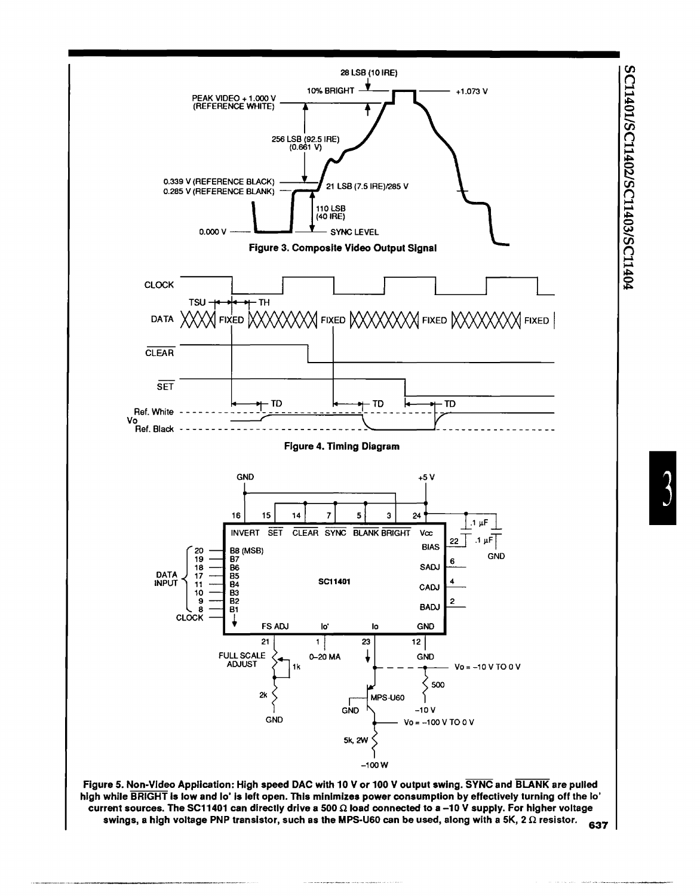28 LSB (10 IRE)

10% BRIGHT

+1.073 V

PEAK VIDEO + 1.000 V (REFERENCE WHITE)

256 LSB (92.5 IRE) (0.661 V)

0.339 V (REFERENCE BLACK)

0.285 V (REFERENCE BLANK)

21 LSB (7.5 IRE)/285 V

110 LSB (40 IRE)

0.000 V

SYNC LEVEL

**Figure 3. Composite Video Output Signal**

CLOCK

TSU TH

DATA FIXED FIXED FIXED FIXED

CLEAR

SET

TD TD TD

Ref. White

Vo

Ref. Black

**Figure 4. Timing Diagram**

GND +5 V

16 15 14 7 5 3 24

INVERT SET CLEAR SYNC BLANK BRIGHT Vcc

BIAS 22 .1 µF .1 µF GND

SADJ 6

CADJ 4

BADJ 2

DATA INPUT 20 B8 (MSB), 19 B7, 18 B6, 17 B5, 11 B4, 10 B3, 9 B2, 8 B1

CLOCK

SC11401

FS ADJ 21 Io' 1 Io 23 GND 12

FULL SCALE ADJUST 1k 2k GND

0–20 MA

GND

Vo = –10 V TO 0 V

500

–10 V

MPS-U60

GND

Vo = –100 V TO 0 V

5k, 2W

–100 W

**Figure 5. Non-Video Application: High speed DAC with 10 V or 100 V output swing. SYNC and BLANK are pulled high while BRIGHT is low and Io' is left open. This minimizes power consumption by effectively turning off the Io' current sources. The SC11401 can directly drive a 500 Ω load connected to a –10 V supply. For higher voltage swings, a high voltage PNP transistor, such as the MPS-U60 can be used, along with a 5K, 2 Ω resistor.**